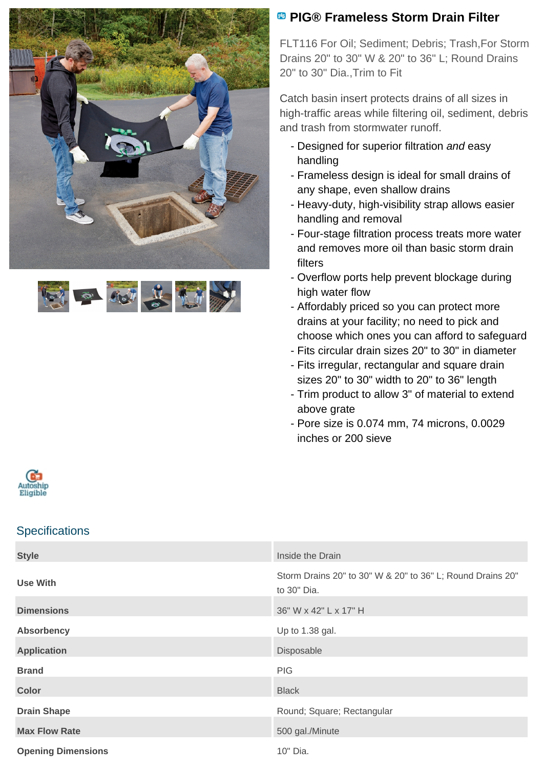# PIG® Frameless Storm Drain Filter

FLT116 For Oil; Sediment; Debris; Trash,For Storm Drains 20" to 30" W & 20" to 36" L; Round Drains 20" to 30" Dia.,Trim to Fit

Catch basin insert protects drains of all sizes in high-traffic areas while filtering oil, sediment, debris and trash from stormwater runoff.

- Designed for superior filtration *and* easy handling
- Frameless design is ideal for small drains of any shape, even shallow drains
- Heavy-duty, high-visibility strap allows easier handling and removal
- Four-stage filtration process treats more water and removes more oil than basic storm drain filters
- Overflow ports help prevent blockage during high water flow
- Affordably priced so you can protect more drains at your facility; no need to pick and choose which ones you can afford to safeguard
- Fits circular drain sizes 20" to 30" in diameter
- Fits irregular, rectangular and square drain sizes 20" to 30" width to 20" to 36" length
- Trim product to allow 3" of material to extend above grate
- Pore size is 0.074 mm, 74 microns, 0.0029 inches or 200 sieve

Autoship Eligible

## Specifications

| | |
|---|---|
| **Style** | Inside the Drain |
| **Use With** | Storm Drains 20" to 30" W & 20" to 36" L; Round Drains 20" to 30" Dia. |
| **Dimensions** | 36" W x 42" L x 17" H |
| **Absorbency** | Up to 1.38 gal. |
| **Application** | Disposable |
| **Brand** | PIG |
| **Color** | Black |
| **Drain Shape** | Round; Square; Rectangular |
| **Max Flow Rate** | 500 gal./Minute |
| **Opening Dimensions** | 10" Dia. |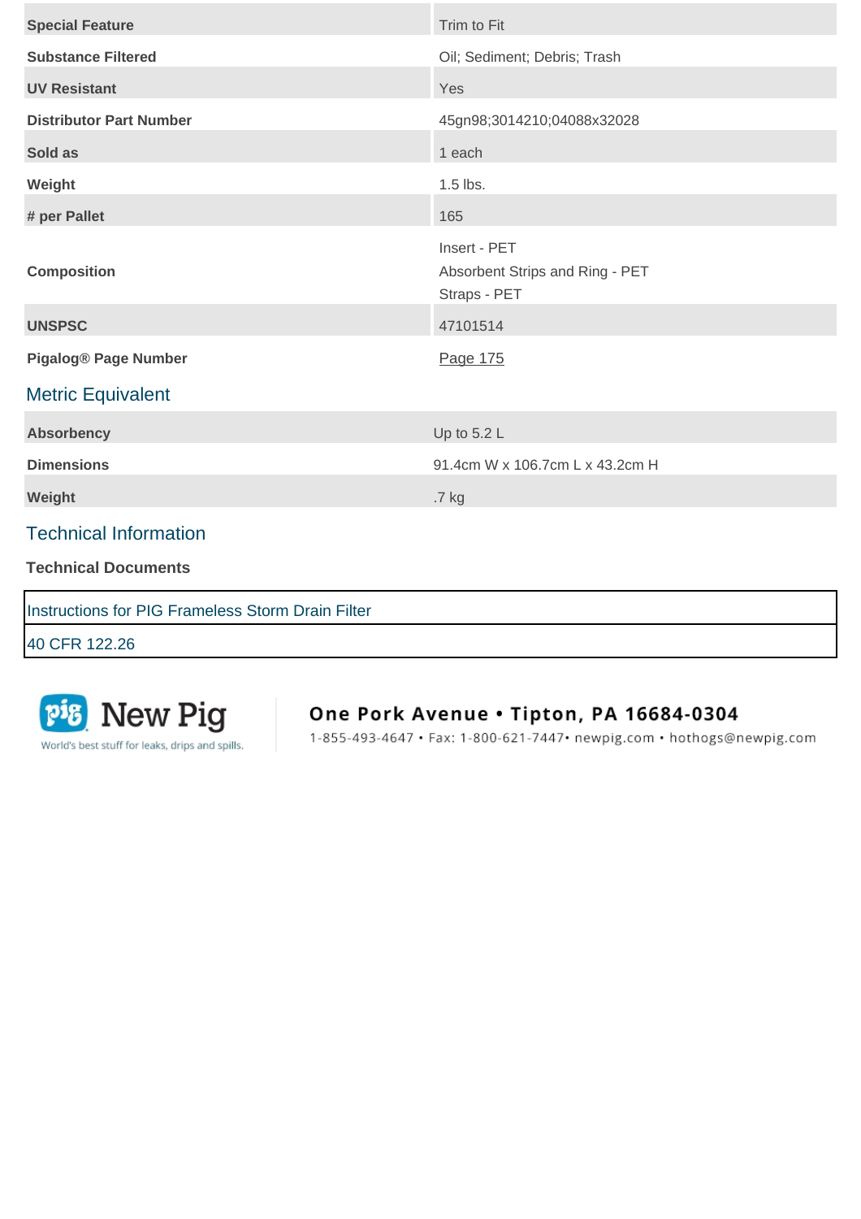| | |
|---|---|
| **Special Feature** | Trim to Fit |
| **Substance Filtered** | Oil; Sediment; Debris; Trash |
| **UV Resistant** | Yes |
| **Distributor Part Number** | 45gn98;3014210;04088x32028 |
| **Sold as** | 1 each |
| **Weight** | 1.5 lbs. |
| **# per Pallet** | 165 |
| **Composition** | Insert - PET<br>Absorbent Strips and Ring - PET<br>Straps - PET |
| **UNSPSC** | 47101514 |
| **Pigalog® Page Number** | Page 175 |

## Metric Equivalent

| | |
|---|---|
| **Absorbency** | Up to 5.2 L |
| **Dimensions** | 91.4cm W x 106.7cm L x 43.2cm H |
| **Weight** | .7 kg |

## Technical Information

**Technical Documents**

| |
|---|
| Instructions for PIG Frameless Storm Drain Filter |
| 40 CFR 122.26 |

New Pig
World's best stuff for leaks, drips and spills.

**One Pork Avenue • Tipton, PA 16684-0304**
1-855-493-4647 • Fax: 1-800-621-7447• newpig.com • hothogs@newpig.com